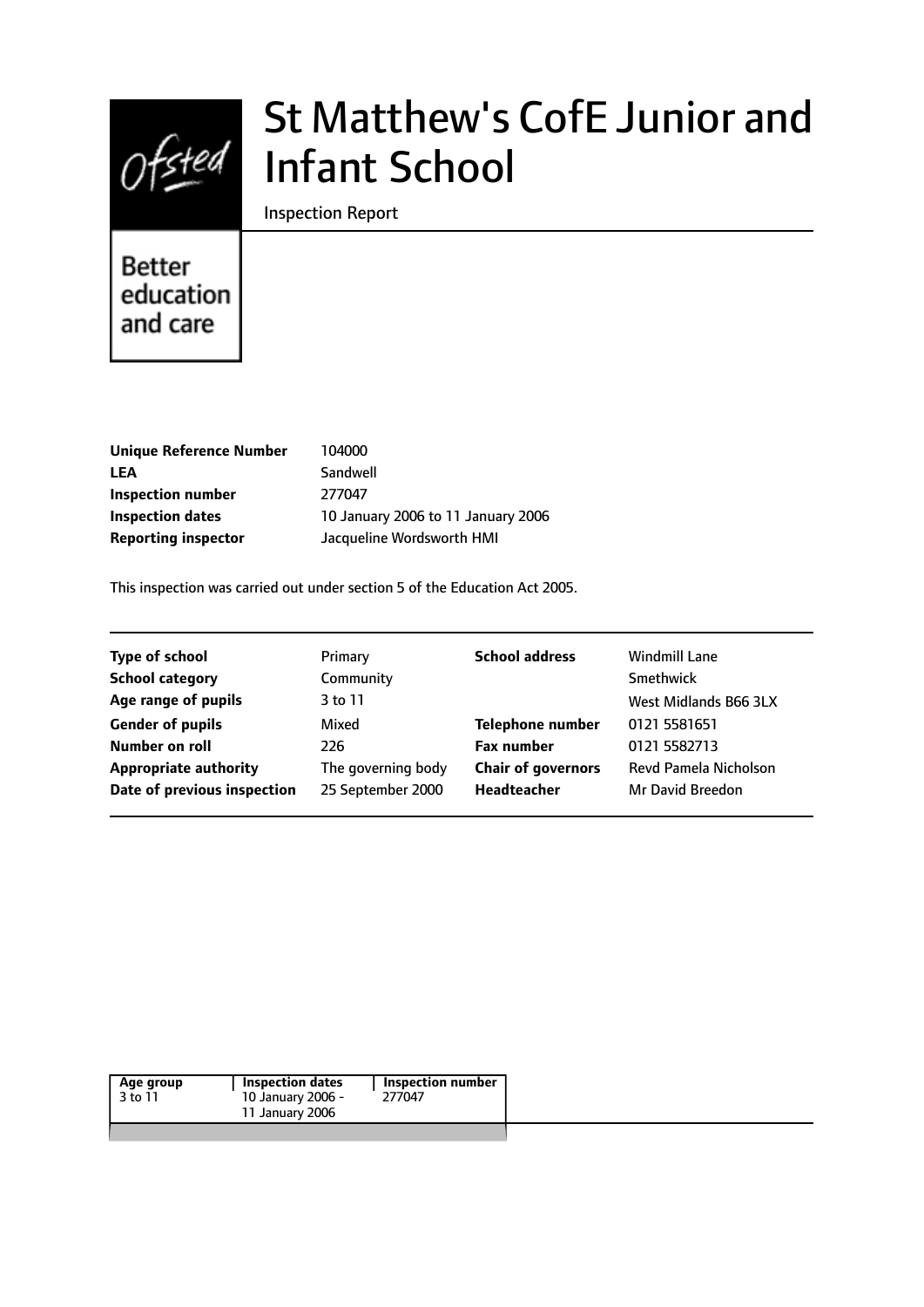# St Matthew's CofE Junior and Infant School

Inspection Report

Better education and care

| | |
|---|---|
| **Unique Reference Number** | 104000 |
| **LEA** | Sandwell |
| **Inspection number** | 277047 |
| **Inspection dates** | 10 January 2006 to 11 January 2006 |
| **Reporting inspector** | Jacqueline Wordsworth HMI |

This inspection was carried out under section 5 of the Education Act 2005.

| | | | |
|---|---|---|---|
| **Type of school** | Primary | **School address** | Windmill Lane |
| **School category** | Community | | Smethwick |
| **Age range of pupils** | 3 to 11 | | West Midlands B66 3LX |
| **Gender of pupils** | Mixed | **Telephone number** | 0121 5581651 |
| **Number on roll** | 226 | **Fax number** | 0121 5582713 |
| **Appropriate authority** | The governing body | **Chair of governors** | Revd Pamela Nicholson |
| **Date of previous inspection** | 25 September 2000 | **Headteacher** | Mr David Breedon |

| Age group | Inspection dates | Inspection number |
|---|---|---|
| 3 to 11 | 10 January 2006 - 11 January 2006 | 277047 |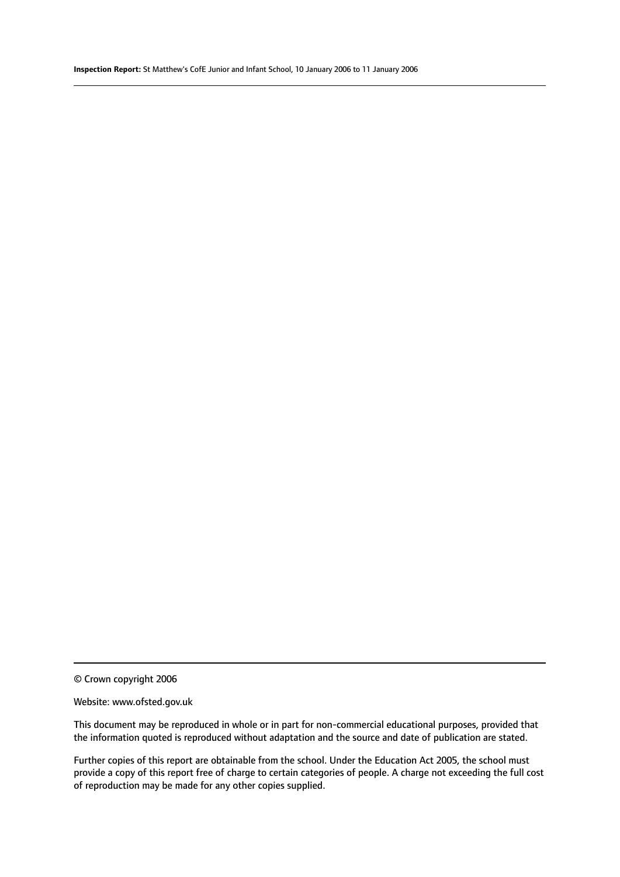© Crown copyright 2006

Website: www.ofsted.gov.uk

This document may be reproduced in whole or in part for non-commercial educational purposes, provided that the information quoted is reproduced without adaptation and the source and date of publication are stated.

Further copies of this report are obtainable from the school. Under the Education Act 2005, the school must provide a copy of this report free of charge to certain categories of people. A charge not exceeding the full cost of reproduction may be made for any other copies supplied.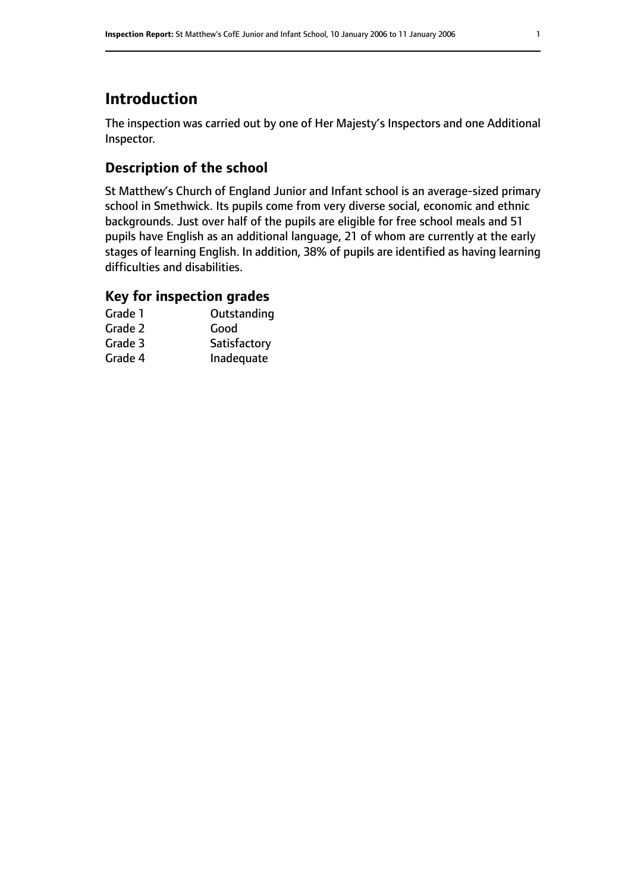# Introduction

The inspection was carried out by one of Her Majesty's Inspectors and one Additional Inspector.

## Description of the school

St Matthew's Church of England Junior and Infant school is an average-sized primary school in Smethwick. Its pupils come from very diverse social, economic and ethnic backgrounds. Just over half of the pupils are eligible for free school meals and 51 pupils have English as an additional language, 21 of whom are currently at the early stages of learning English. In addition, 38% of pupils are identified as having learning difficulties and disabilities.

## Key for inspection grades

| | |
|---|---|
| Grade 1 | Outstanding |
| Grade 2 | Good |
| Grade 3 | Satisfactory |
| Grade 4 | Inadequate |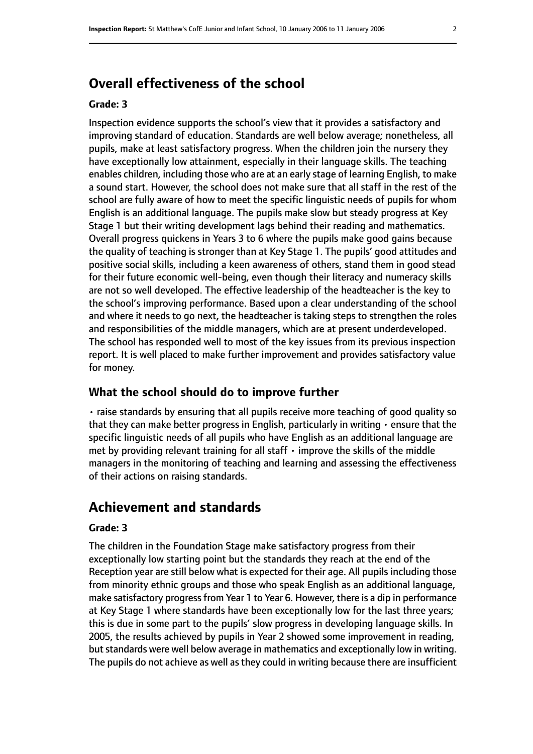## Overall effectiveness of the school

### Grade: 3

Inspection evidence supports the school's view that it provides a satisfactory and improving standard of education. Standards are well below average; nonetheless, all pupils, make at least satisfactory progress. When the children join the nursery they have exceptionally low attainment, especially in their language skills. The teaching enables children, including those who are at an early stage of learning English, to make a sound start. However, the school does not make sure that all staff in the rest of the school are fully aware of how to meet the specific linguistic needs of pupils for whom English is an additional language. The pupils make slow but steady progress at Key Stage 1 but their writing development lags behind their reading and mathematics. Overall progress quickens in Years 3 to 6 where the pupils make good gains because the quality of teaching is stronger than at Key Stage 1. The pupils' good attitudes and positive social skills, including a keen awareness of others, stand them in good stead for their future economic well-being, even though their literacy and numeracy skills are not so well developed. The effective leadership of the headteacher is the key to the school's improving performance. Based upon a clear understanding of the school and where it needs to go next, the headteacher is taking steps to strengthen the roles and responsibilities of the middle managers, which are at present underdeveloped. The school has responded well to most of the key issues from its previous inspection report. It is well placed to make further improvement and provides satisfactory value for money.

### What the school should do to improve further

• raise standards by ensuring that all pupils receive more teaching of good quality so that they can make better progress in English, particularly in writing • ensure that the specific linguistic needs of all pupils who have English as an additional language are met by providing relevant training for all staff • improve the skills of the middle managers in the monitoring of teaching and learning and assessing the effectiveness of their actions on raising standards.

## Achievement and standards

### Grade: 3

The children in the Foundation Stage make satisfactory progress from their exceptionally low starting point but the standards they reach at the end of the Reception year are still below what is expected for their age. All pupils including those from minority ethnic groups and those who speak English as an additional language, make satisfactory progress from Year 1 to Year 6. However, there is a dip in performance at Key Stage 1 where standards have been exceptionally low for the last three years; this is due in some part to the pupils' slow progress in developing language skills. In 2005, the results achieved by pupils in Year 2 showed some improvement in reading, but standards were well below average in mathematics and exceptionally low in writing. The pupils do not achieve as well as they could in writing because there are insufficient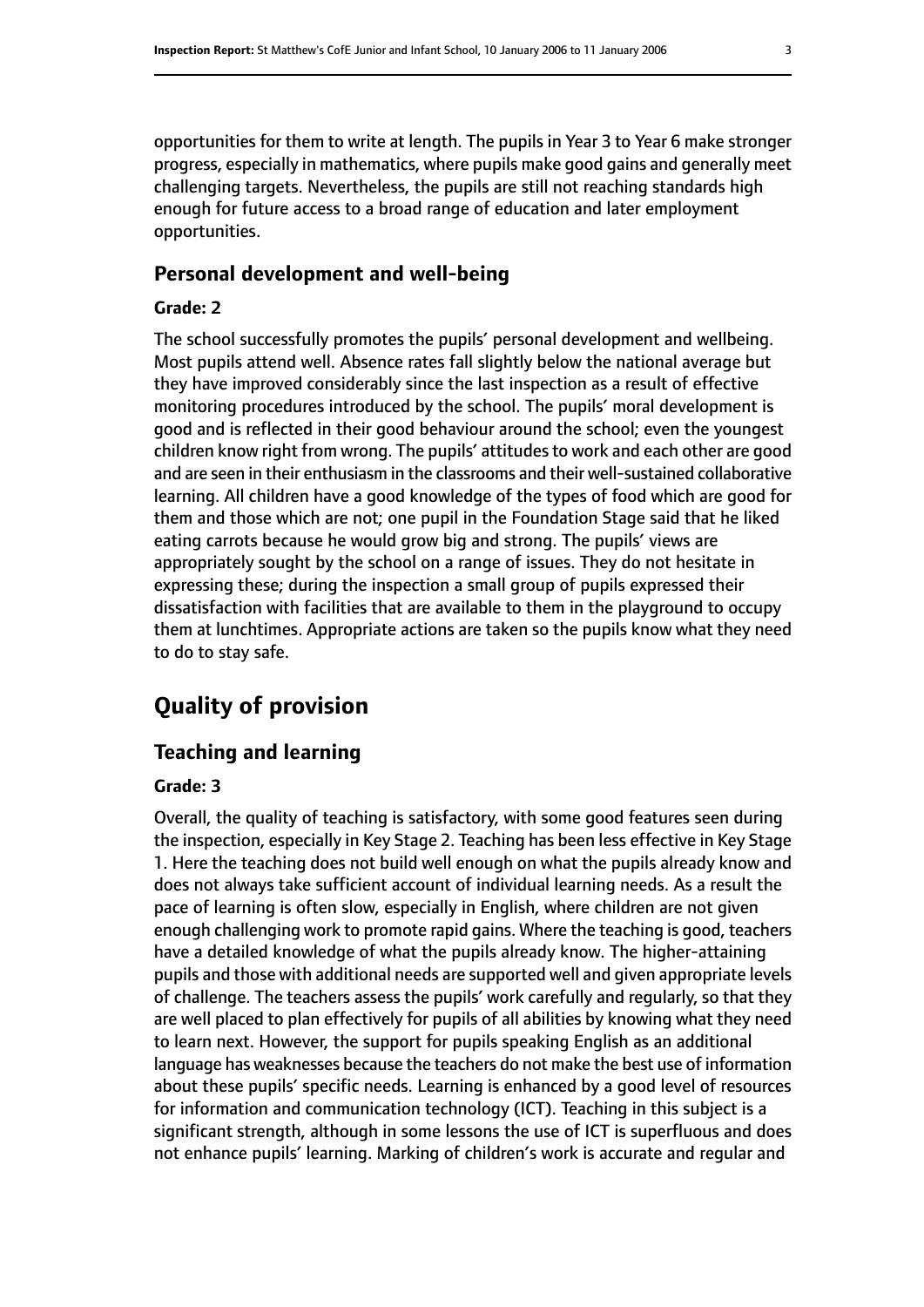opportunities for them to write at length. The pupils in Year 3 to Year 6 make stronger progress, especially in mathematics, where pupils make good gains and generally meet challenging targets. Nevertheless, the pupils are still not reaching standards high enough for future access to a broad range of education and later employment opportunities.

### Personal development and well-being

#### Grade: 2

The school successfully promotes the pupils' personal development and wellbeing. Most pupils attend well. Absence rates fall slightly below the national average but they have improved considerably since the last inspection as a result of effective monitoring procedures introduced by the school. The pupils' moral development is good and is reflected in their good behaviour around the school; even the youngest children know right from wrong. The pupils' attitudes to work and each other are good and are seen in their enthusiasm in the classrooms and their well-sustained collaborative learning. All children have a good knowledge of the types of food which are good for them and those which are not; one pupil in the Foundation Stage said that he liked eating carrots because he would grow big and strong. The pupils' views are appropriately sought by the school on a range of issues. They do not hesitate in expressing these; during the inspection a small group of pupils expressed their dissatisfaction with facilities that are available to them in the playground to occupy them at lunchtimes. Appropriate actions are taken so the pupils know what they need to do to stay safe.

## Quality of provision

### Teaching and learning

#### Grade: 3

Overall, the quality of teaching is satisfactory, with some good features seen during the inspection, especially in Key Stage 2. Teaching has been less effective in Key Stage 1. Here the teaching does not build well enough on what the pupils already know and does not always take sufficient account of individual learning needs. As a result the pace of learning is often slow, especially in English, where children are not given enough challenging work to promote rapid gains. Where the teaching is good, teachers have a detailed knowledge of what the pupils already know. The higher-attaining pupils and those with additional needs are supported well and given appropriate levels of challenge. The teachers assess the pupils' work carefully and regularly, so that they are well placed to plan effectively for pupils of all abilities by knowing what they need to learn next. However, the support for pupils speaking English as an additional language has weaknesses because the teachers do not make the best use of information about these pupils' specific needs. Learning is enhanced by a good level of resources for information and communication technology (ICT). Teaching in this subject is a significant strength, although in some lessons the use of ICT is superfluous and does not enhance pupils' learning. Marking of children's work is accurate and regular and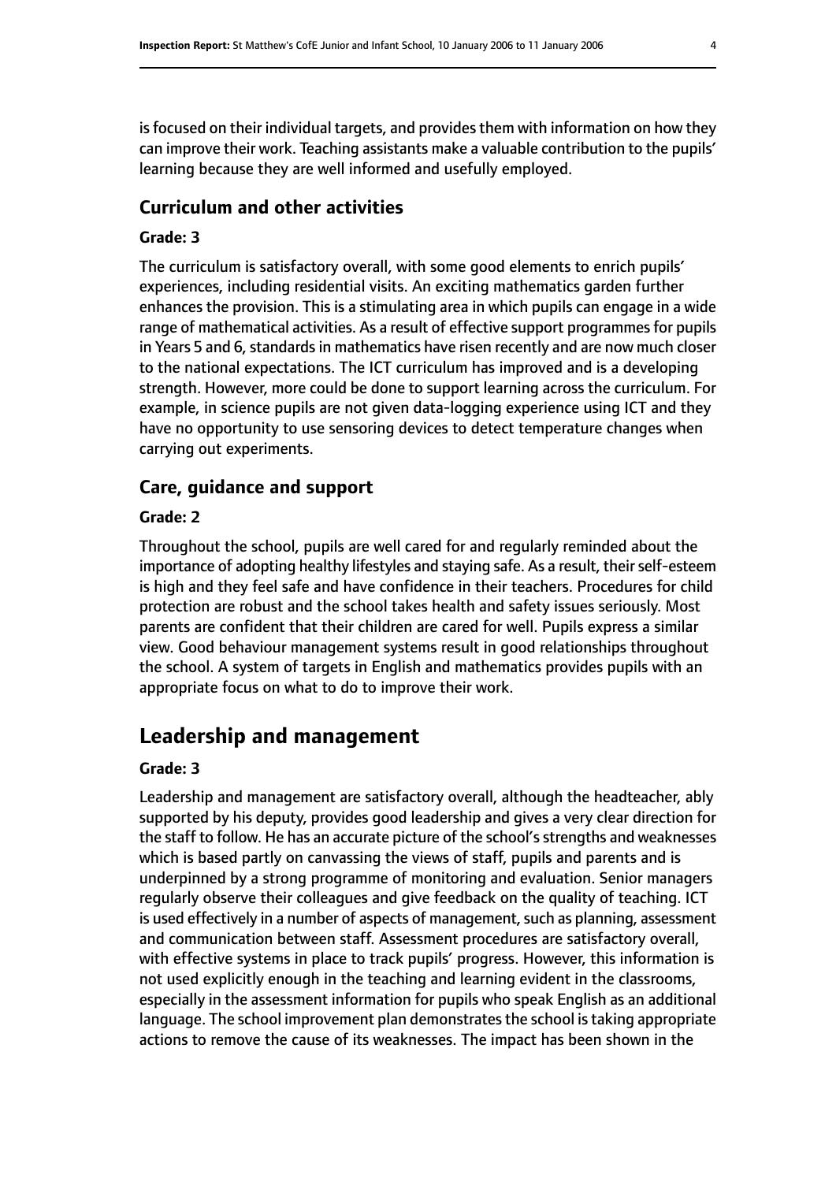is focused on their individual targets, and provides them with information on how they can improve their work. Teaching assistants make a valuable contribution to the pupils' learning because they are well informed and usefully employed.

### Curriculum and other activities

#### Grade: 3

The curriculum is satisfactory overall, with some good elements to enrich pupils' experiences, including residential visits. An exciting mathematics garden further enhances the provision. This is a stimulating area in which pupils can engage in a wide range of mathematical activities. As a result of effective support programmes for pupils in Years 5 and 6, standards in mathematics have risen recently and are now much closer to the national expectations. The ICT curriculum has improved and is a developing strength. However, more could be done to support learning across the curriculum. For example, in science pupils are not given data-logging experience using ICT and they have no opportunity to use sensoring devices to detect temperature changes when carrying out experiments.

### Care, guidance and support

#### Grade: 2

Throughout the school, pupils are well cared for and regularly reminded about the importance of adopting healthy lifestyles and staying safe. As a result, their self-esteem is high and they feel safe and have confidence in their teachers. Procedures for child protection are robust and the school takes health and safety issues seriously. Most parents are confident that their children are cared for well. Pupils express a similar view. Good behaviour management systems result in good relationships throughout the school. A system of targets in English and mathematics provides pupils with an appropriate focus on what to do to improve their work.

## Leadership and management

#### Grade: 3

Leadership and management are satisfactory overall, although the headteacher, ably supported by his deputy, provides good leadership and gives a very clear direction for the staff to follow. He has an accurate picture of the school's strengths and weaknesses which is based partly on canvassing the views of staff, pupils and parents and is underpinned by a strong programme of monitoring and evaluation. Senior managers regularly observe their colleagues and give feedback on the quality of teaching. ICT is used effectively in a number of aspects of management, such as planning, assessment and communication between staff. Assessment procedures are satisfactory overall, with effective systems in place to track pupils' progress. However, this information is not used explicitly enough in the teaching and learning evident in the classrooms, especially in the assessment information for pupils who speak English as an additional language. The school improvement plan demonstrates the school is taking appropriate actions to remove the cause of its weaknesses. The impact has been shown in the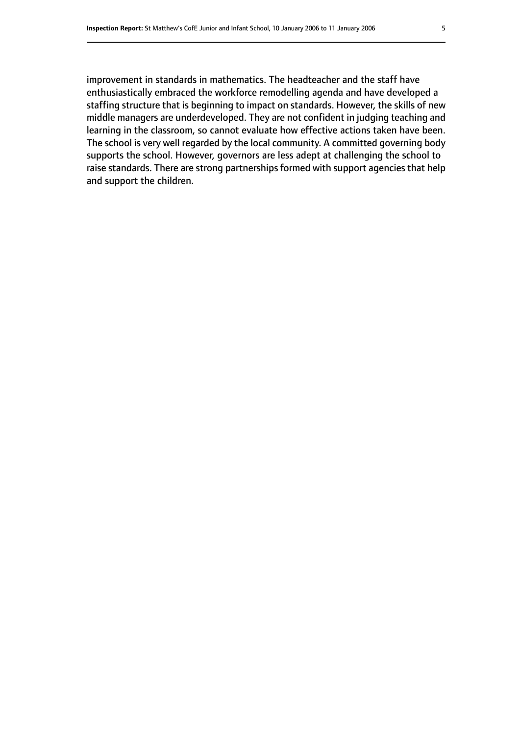improvement in standards in mathematics. The headteacher and the staff have enthusiastically embraced the workforce remodelling agenda and have developed a staffing structure that is beginning to impact on standards. However, the skills of new middle managers are underdeveloped. They are not confident in judging teaching and learning in the classroom, so cannot evaluate how effective actions taken have been. The school is very well regarded by the local community. A committed governing body supports the school. However, governors are less adept at challenging the school to raise standards. There are strong partnerships formed with support agencies that help and support the children.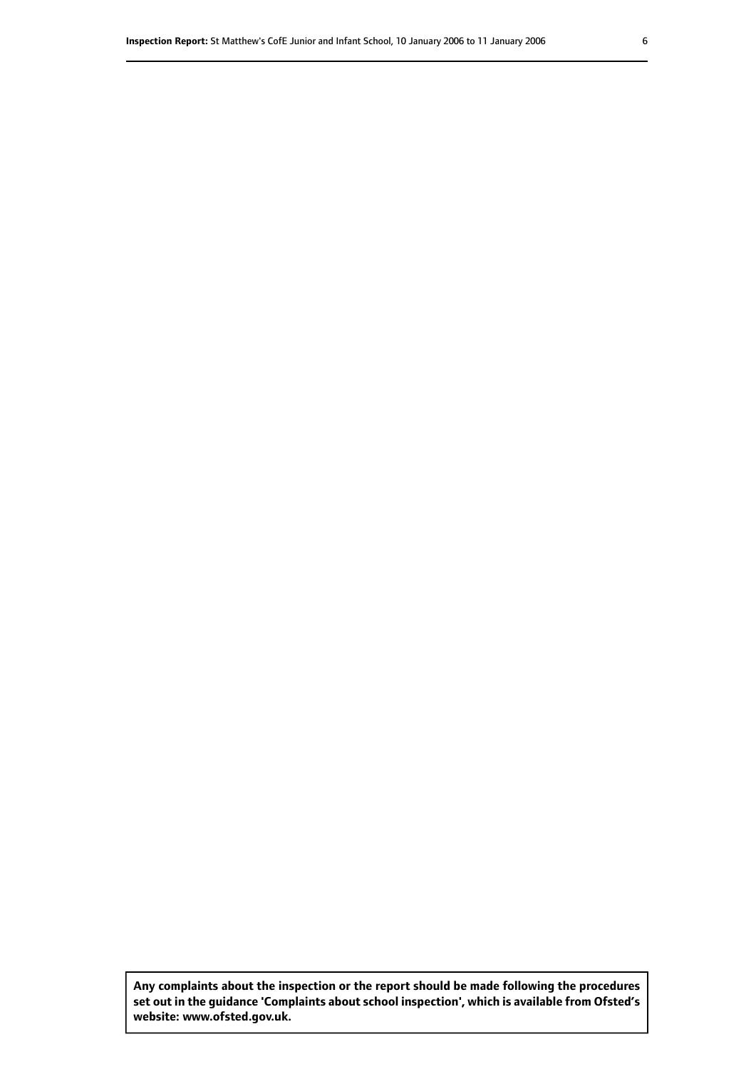**Any complaints about the inspection or the report should be made following the procedures set out in the guidance 'Complaints about school inspection', which is available from Ofsted's website: www.ofsted.gov.uk.**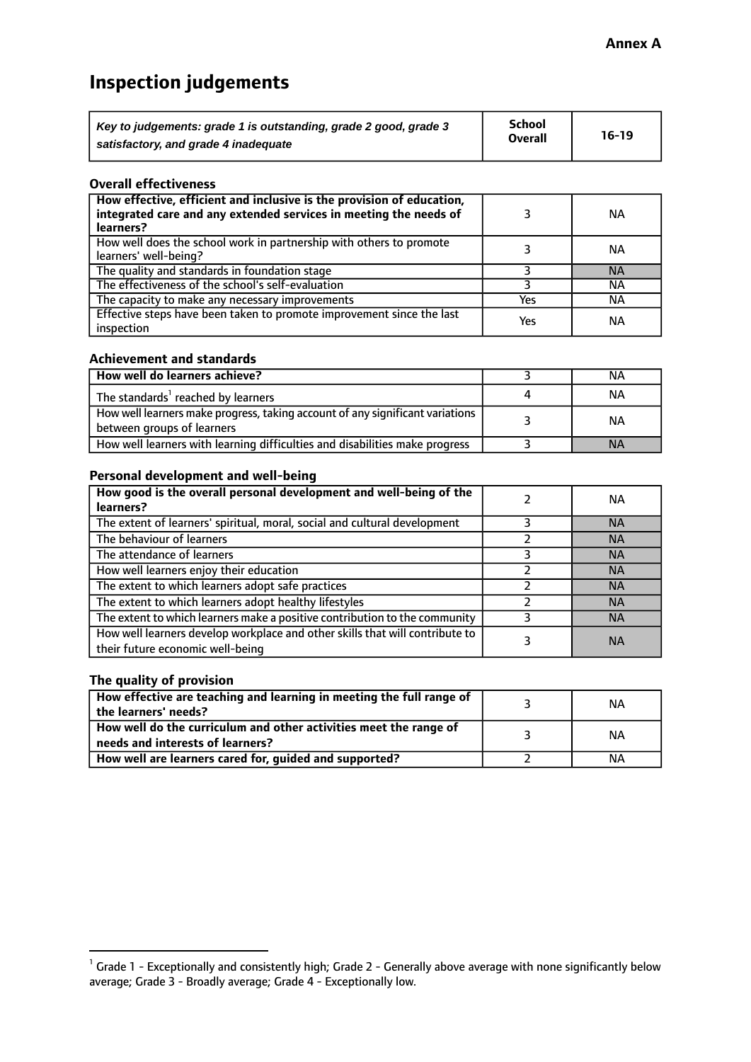**Annex A**

# Inspection judgements

| *Key to judgements: grade 1 is outstanding, grade 2 good, grade 3 satisfactory, and grade 4 inadequate* | School Overall | 16-19 |
|---|---|---|

### Overall effectiveness

| | | |
|---|---|---|
| **How effective, efficient and inclusive is the provision of education, integrated care and any extended services in meeting the needs of learners?** | 3 | NA |
| How well does the school work in partnership with others to promote learners' well-being? | 3 | NA |
| The quality and standards in foundation stage | 3 | NA |
| The effectiveness of the school's self-evaluation | 3 | NA |
| The capacity to make any necessary improvements | Yes | NA |
| Effective steps have been taken to promote improvement since the last inspection | Yes | NA |

### Achievement and standards

| | | |
|---|---|---|
| **How well do learners achieve?** | 3 | NA |
| The standards[1] reached by learners | 4 | NA |
| How well learners make progress, taking account of any significant variations between groups of learners | 3 | NA |
| How well learners with learning difficulties and disabilities make progress | 3 | NA |

### Personal development and well-being

| | | |
|---|---|---|
| **How good is the overall personal development and well-being of the learners?** | 2 | NA |
| The extent of learners' spiritual, moral, social and cultural development | 3 | NA |
| The behaviour of learners | 2 | NA |
| The attendance of learners | 3 | NA |
| How well learners enjoy their education | 2 | NA |
| The extent to which learners adopt safe practices | 2 | NA |
| The extent to which learners adopt healthy lifestyles | 2 | NA |
| The extent to which learners make a positive contribution to the community | 3 | NA |
| How well learners develop workplace and other skills that will contribute to their future economic well-being | 3 | NA |

### The quality of provision

| | | |
|---|---|---|
| **How effective are teaching and learning in meeting the full range of the learners' needs?** | 3 | NA |
| **How well do the curriculum and other activities meet the range of needs and interests of learners?** | 3 | NA |
| **How well are learners cared for, guided and supported?** | 2 | NA |

[1] Grade 1 - Exceptionally and consistently high; Grade 2 - Generally above average with none significantly below average; Grade 3 - Broadly average; Grade 4 - Exceptionally low.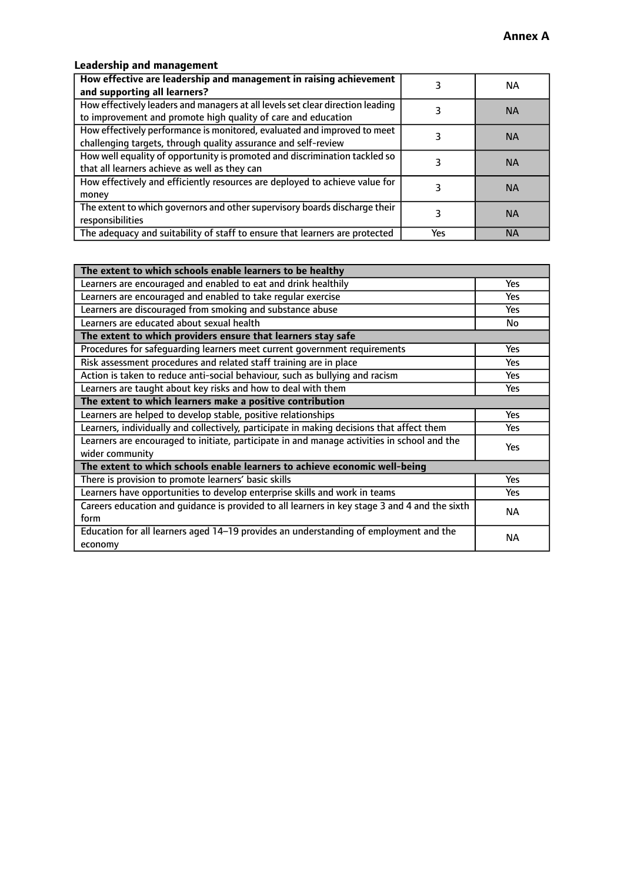**Annex A**

### Leadership and management

| How effective are leadership and management in raising achievement and supporting all learners? | 3 | NA |
|---|---|---|
| How effectively leaders and managers at all levels set clear direction leading to improvement and promote high quality of care and education | 3 | NA |
| How effectively performance is monitored, evaluated and improved to meet challenging targets, through quality assurance and self-review | 3 | NA |
| How well equality of opportunity is promoted and discrimination tackled so that all learners achieve as well as they can | 3 | NA |
| How effectively and efficiently resources are deployed to achieve value for money | 3 | NA |
| The extent to which governors and other supervisory boards discharge their responsibilities | 3 | NA |
| The adequacy and suitability of staff to ensure that learners are protected | Yes | NA |

| **The extent to which schools enable learners to be healthy** | |
|---|---|
| Learners are encouraged and enabled to eat and drink healthily | Yes |
| Learners are encouraged and enabled to take regular exercise | Yes |
| Learners are discouraged from smoking and substance abuse | Yes |
| Learners are educated about sexual health | No |
| **The extent to which providers ensure that learners stay safe** | |
| Procedures for safeguarding learners meet current government requirements | Yes |
| Risk assessment procedures and related staff training are in place | Yes |
| Action is taken to reduce anti-social behaviour, such as bullying and racism | Yes |
| Learners are taught about key risks and how to deal with them | Yes |
| **The extent to which learners make a positive contribution** | |
| Learners are helped to develop stable, positive relationships | Yes |
| Learners, individually and collectively, participate in making decisions that affect them | Yes |
| Learners are encouraged to initiate, participate in and manage activities in school and the wider community | Yes |
| **The extent to which schools enable learners to achieve economic well-being** | |
| There is provision to promote learners' basic skills | Yes |
| Learners have opportunities to develop enterprise skills and work in teams | Yes |
| Careers education and guidance is provided to all learners in key stage 3 and 4 and the sixth form | NA |
| Education for all learners aged 14–19 provides an understanding of employment and the economy | NA |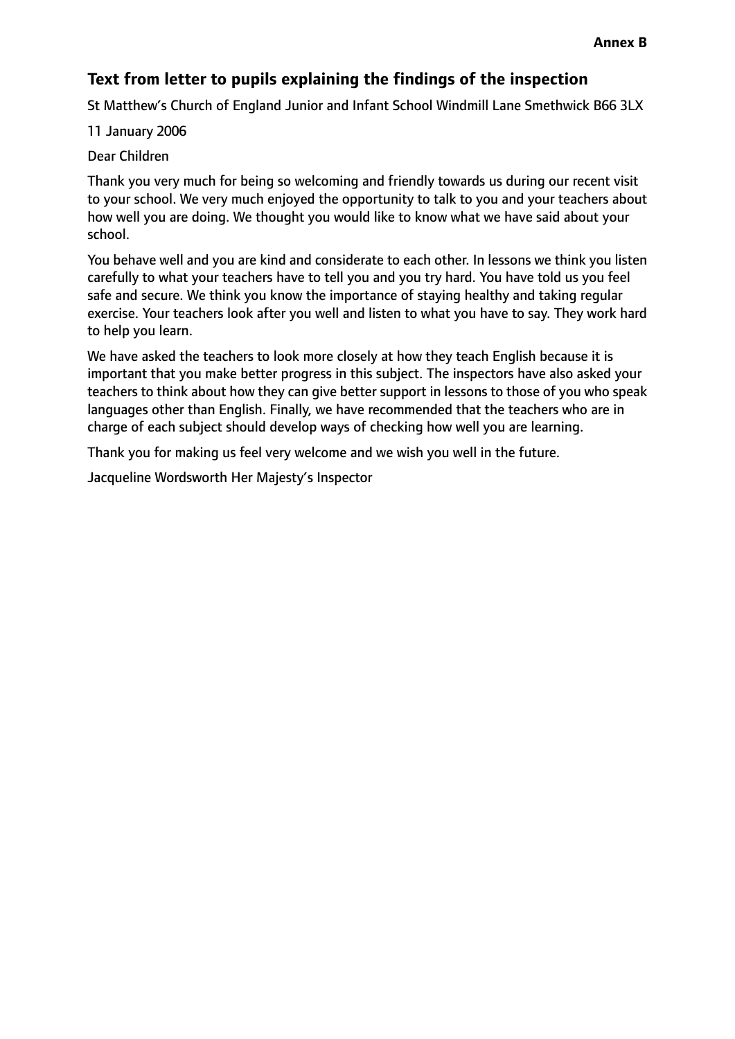**Annex B**

## Text from letter to pupils explaining the findings of the inspection

St Matthew's Church of England Junior and Infant School Windmill Lane Smethwick B66 3LX

11 January 2006

Dear Children

Thank you very much for being so welcoming and friendly towards us during our recent visit to your school. We very much enjoyed the opportunity to talk to you and your teachers about how well you are doing. We thought you would like to know what we have said about your school.

You behave well and you are kind and considerate to each other. In lessons we think you listen carefully to what your teachers have to tell you and you try hard. You have told us you feel safe and secure. We think you know the importance of staying healthy and taking regular exercise. Your teachers look after you well and listen to what you have to say. They work hard to help you learn.

We have asked the teachers to look more closely at how they teach English because it is important that you make better progress in this subject. The inspectors have also asked your teachers to think about how they can give better support in lessons to those of you who speak languages other than English. Finally, we have recommended that the teachers who are in charge of each subject should develop ways of checking how well you are learning.

Thank you for making us feel very welcome and we wish you well in the future.

Jacqueline Wordsworth Her Majesty's Inspector